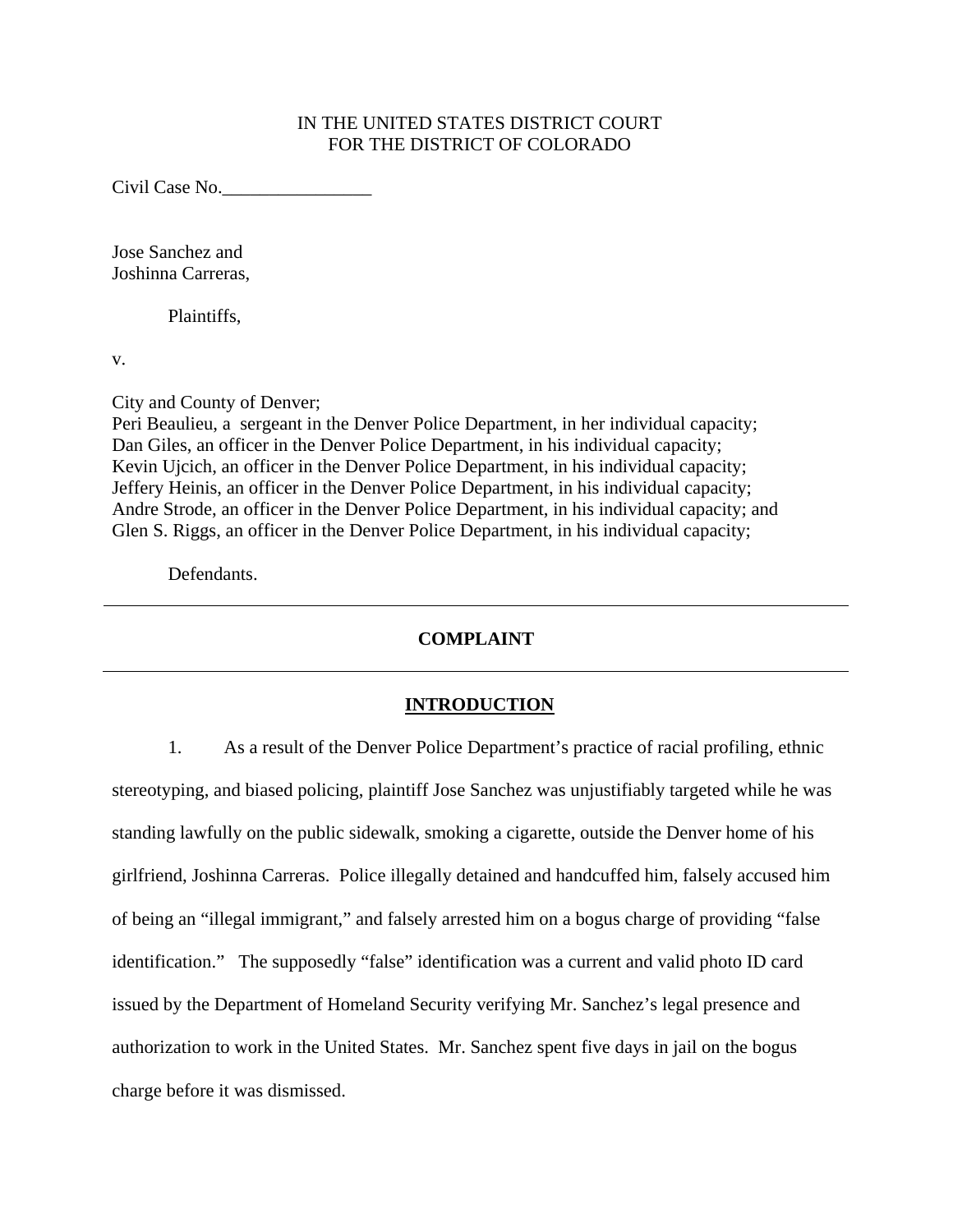IN THE UNITED STATES DISTRICT COURT
FOR THE DISTRICT OF COLORADO

Civil Case No.________________

Jose Sanchez and
Joshinna Carreras,

Plaintiffs,

v.

City and County of Denver;
Peri Beaulieu, a sergeant in the Denver Police Department, in her individual capacity;
Dan Giles, an officer in the Denver Police Department, in his individual capacity;
Kevin Ujcich, an officer in the Denver Police Department, in his individual capacity;
Jeffery Heinis, an officer in the Denver Police Department, in his individual capacity;
Andre Strode, an officer in the Denver Police Department, in his individual capacity; and
Glen S. Riggs, an officer in the Denver Police Department, in his individual capacity;

Defendants.

---

## COMPLAINT

---

## INTRODUCTION

1. As a result of the Denver Police Department's practice of racial profiling, ethnic stereotyping, and biased policing, plaintiff Jose Sanchez was unjustifiably targeted while he was standing lawfully on the public sidewalk, smoking a cigarette, outside the Denver home of his girlfriend, Joshinna Carreras. Police illegally detained and handcuffed him, falsely accused him of being an "illegal immigrant," and falsely arrested him on a bogus charge of providing "false identification." The supposedly "false" identification was a current and valid photo ID card issued by the Department of Homeland Security verifying Mr. Sanchez's legal presence and authorization to work in the United States. Mr. Sanchez spent five days in jail on the bogus charge before it was dismissed.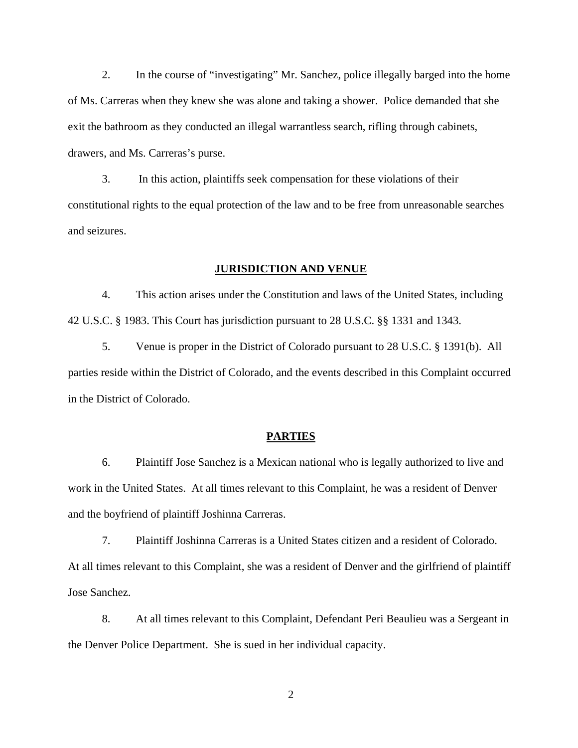2. In the course of "investigating" Mr. Sanchez, police illegally barged into the home of Ms. Carreras when they knew she was alone and taking a shower. Police demanded that she exit the bathroom as they conducted an illegal warrantless search, rifling through cabinets, drawers, and Ms. Carreras's purse.

3. In this action, plaintiffs seek compensation for these violations of their constitutional rights to the equal protection of the law and to be free from unreasonable searches and seizures.

## JURISDICTION AND VENUE

4. This action arises under the Constitution and laws of the United States, including 42 U.S.C. § 1983. This Court has jurisdiction pursuant to 28 U.S.C. §§ 1331 and 1343.

5. Venue is proper in the District of Colorado pursuant to 28 U.S.C. § 1391(b). All parties reside within the District of Colorado, and the events described in this Complaint occurred in the District of Colorado.

## PARTIES

6. Plaintiff Jose Sanchez is a Mexican national who is legally authorized to live and work in the United States. At all times relevant to this Complaint, he was a resident of Denver and the boyfriend of plaintiff Joshinna Carreras.

7. Plaintiff Joshinna Carreras is a United States citizen and a resident of Colorado. At all times relevant to this Complaint, she was a resident of Denver and the girlfriend of plaintiff Jose Sanchez.

8. At all times relevant to this Complaint, Defendant Peri Beaulieu was a Sergeant in the Denver Police Department. She is sued in her individual capacity.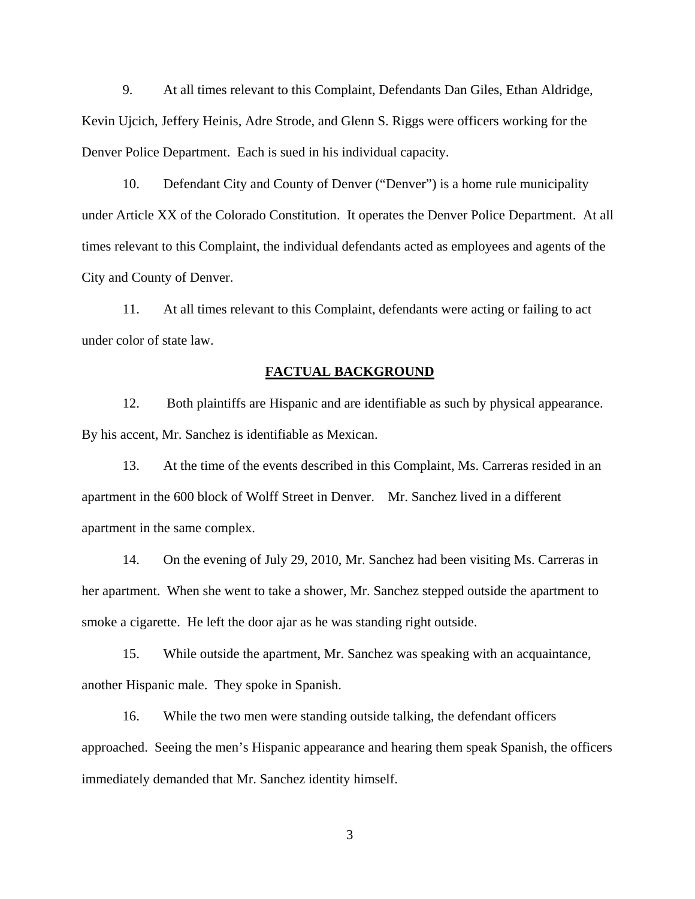9. At all times relevant to this Complaint, Defendants Dan Giles, Ethan Aldridge, Kevin Ujcich, Jeffery Heinis, Adre Strode, and Glenn S. Riggs were officers working for the Denver Police Department. Each is sued in his individual capacity.

10. Defendant City and County of Denver ("Denver") is a home rule municipality under Article XX of the Colorado Constitution. It operates the Denver Police Department. At all times relevant to this Complaint, the individual defendants acted as employees and agents of the City and County of Denver.

11. At all times relevant to this Complaint, defendants were acting or failing to act under color of state law.

## FACTUAL BACKGROUND

12. Both plaintiffs are Hispanic and are identifiable as such by physical appearance. By his accent, Mr. Sanchez is identifiable as Mexican.

13. At the time of the events described in this Complaint, Ms. Carreras resided in an apartment in the 600 block of Wolff Street in Denver. Mr. Sanchez lived in a different apartment in the same complex.

14. On the evening of July 29, 2010, Mr. Sanchez had been visiting Ms. Carreras in her apartment. When she went to take a shower, Mr. Sanchez stepped outside the apartment to smoke a cigarette. He left the door ajar as he was standing right outside.

15. While outside the apartment, Mr. Sanchez was speaking with an acquaintance, another Hispanic male. They spoke in Spanish.

16. While the two men were standing outside talking, the defendant officers approached. Seeing the men's Hispanic appearance and hearing them speak Spanish, the officers immediately demanded that Mr. Sanchez identity himself.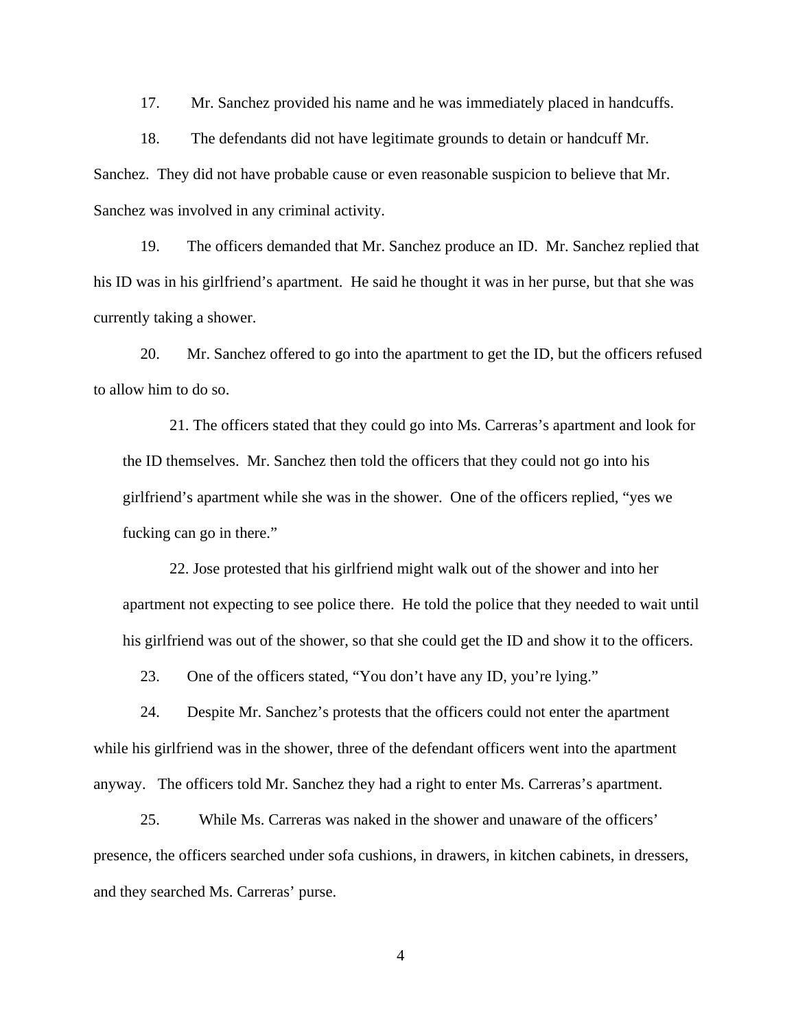17. Mr. Sanchez provided his name and he was immediately placed in handcuffs.

18. The defendants did not have legitimate grounds to detain or handcuff Mr. Sanchez. They did not have probable cause or even reasonable suspicion to believe that Mr. Sanchez was involved in any criminal activity.

19. The officers demanded that Mr. Sanchez produce an ID. Mr. Sanchez replied that his ID was in his girlfriend's apartment. He said he thought it was in her purse, but that she was currently taking a shower.

20. Mr. Sanchez offered to go into the apartment to get the ID, but the officers refused to allow him to do so.

21. The officers stated that they could go into Ms. Carreras's apartment and look for the ID themselves. Mr. Sanchez then told the officers that they could not go into his girlfriend's apartment while she was in the shower. One of the officers replied, "yes we fucking can go in there."

22. Jose protested that his girlfriend might walk out of the shower and into her apartment not expecting to see police there. He told the police that they needed to wait until his girlfriend was out of the shower, so that she could get the ID and show it to the officers.

23. One of the officers stated, "You don't have any ID, you're lying."

24. Despite Mr. Sanchez's protests that the officers could not enter the apartment while his girlfriend was in the shower, three of the defendant officers went into the apartment anyway. The officers told Mr. Sanchez they had a right to enter Ms. Carreras's apartment.

25. While Ms. Carreras was naked in the shower and unaware of the officers' presence, the officers searched under sofa cushions, in drawers, in kitchen cabinets, in dressers, and they searched Ms. Carreras' purse.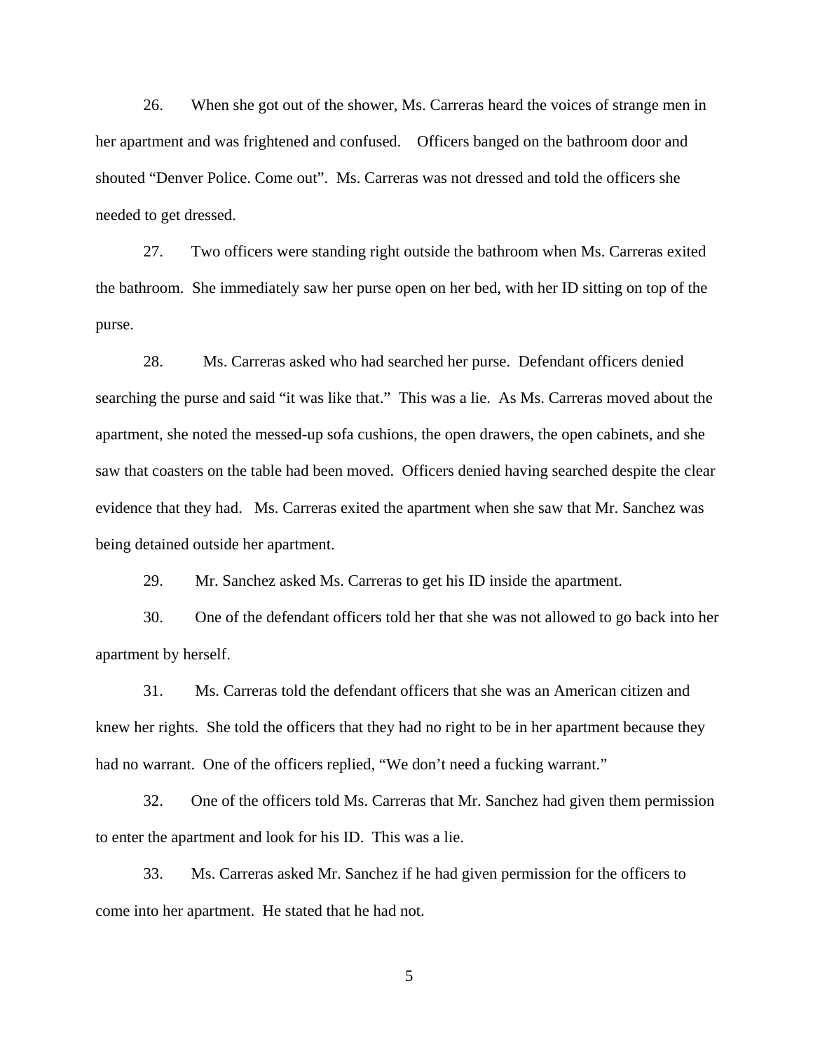26. When she got out of the shower, Ms. Carreras heard the voices of strange men in her apartment and was frightened and confused. Officers banged on the bathroom door and shouted "Denver Police. Come out". Ms. Carreras was not dressed and told the officers she needed to get dressed.

27. Two officers were standing right outside the bathroom when Ms. Carreras exited the bathroom. She immediately saw her purse open on her bed, with her ID sitting on top of the purse.

28. Ms. Carreras asked who had searched her purse. Defendant officers denied searching the purse and said "it was like that." This was a lie. As Ms. Carreras moved about the apartment, she noted the messed-up sofa cushions, the open drawers, the open cabinets, and she saw that coasters on the table had been moved. Officers denied having searched despite the clear evidence that they had. Ms. Carreras exited the apartment when she saw that Mr. Sanchez was being detained outside her apartment.

29. Mr. Sanchez asked Ms. Carreras to get his ID inside the apartment.

30. One of the defendant officers told her that she was not allowed to go back into her apartment by herself.

31. Ms. Carreras told the defendant officers that she was an American citizen and knew her rights. She told the officers that they had no right to be in her apartment because they had no warrant. One of the officers replied, "We don't need a fucking warrant."

32. One of the officers told Ms. Carreras that Mr. Sanchez had given them permission to enter the apartment and look for his ID. This was a lie.

33. Ms. Carreras asked Mr. Sanchez if he had given permission for the officers to come into her apartment. He stated that he had not.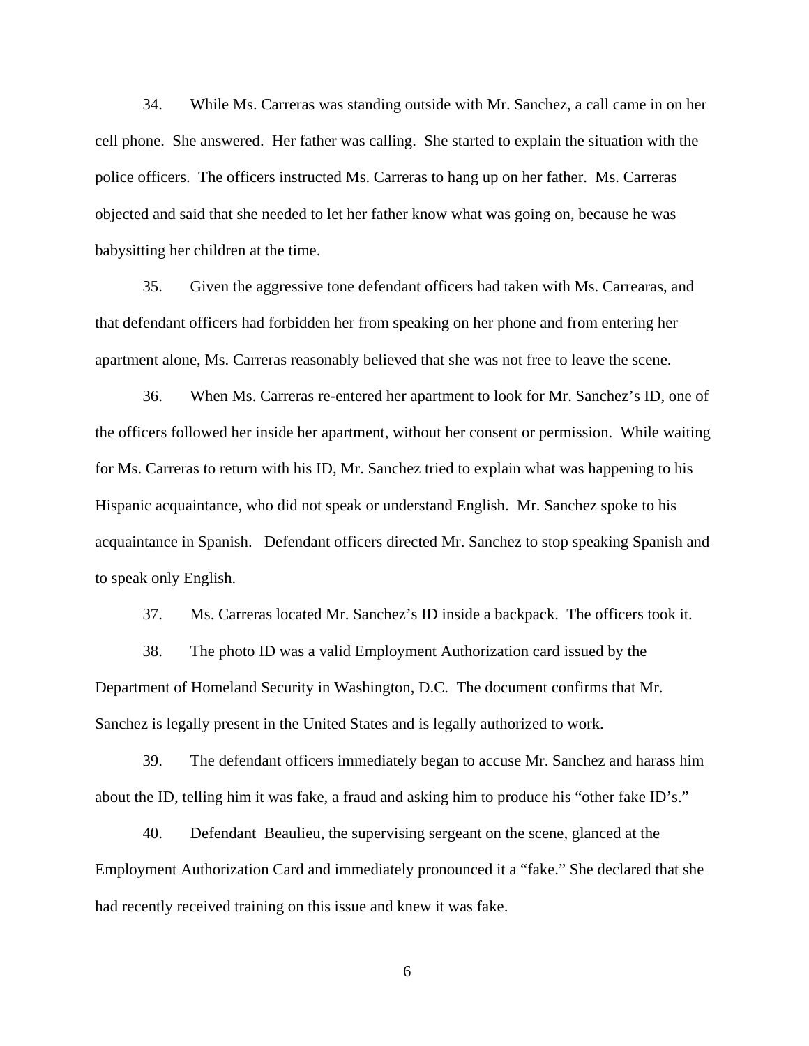34. While Ms. Carreras was standing outside with Mr. Sanchez, a call came in on her cell phone. She answered. Her father was calling. She started to explain the situation with the police officers. The officers instructed Ms. Carreras to hang up on her father. Ms. Carreras objected and said that she needed to let her father know what was going on, because he was babysitting her children at the time.

35. Given the aggressive tone defendant officers had taken with Ms. Carrearas, and that defendant officers had forbidden her from speaking on her phone and from entering her apartment alone, Ms. Carreras reasonably believed that she was not free to leave the scene.

36. When Ms. Carreras re-entered her apartment to look for Mr. Sanchez's ID, one of the officers followed her inside her apartment, without her consent or permission. While waiting for Ms. Carreras to return with his ID, Mr. Sanchez tried to explain what was happening to his Hispanic acquaintance, who did not speak or understand English. Mr. Sanchez spoke to his acquaintance in Spanish. Defendant officers directed Mr. Sanchez to stop speaking Spanish and to speak only English.

37. Ms. Carreras located Mr. Sanchez's ID inside a backpack. The officers took it.

38. The photo ID was a valid Employment Authorization card issued by the Department of Homeland Security in Washington, D.C. The document confirms that Mr. Sanchez is legally present in the United States and is legally authorized to work.

39. The defendant officers immediately began to accuse Mr. Sanchez and harass him about the ID, telling him it was fake, a fraud and asking him to produce his "other fake ID's."

40. Defendant Beaulieu, the supervising sergeant on the scene, glanced at the Employment Authorization Card and immediately pronounced it a "fake." She declared that she had recently received training on this issue and knew it was fake.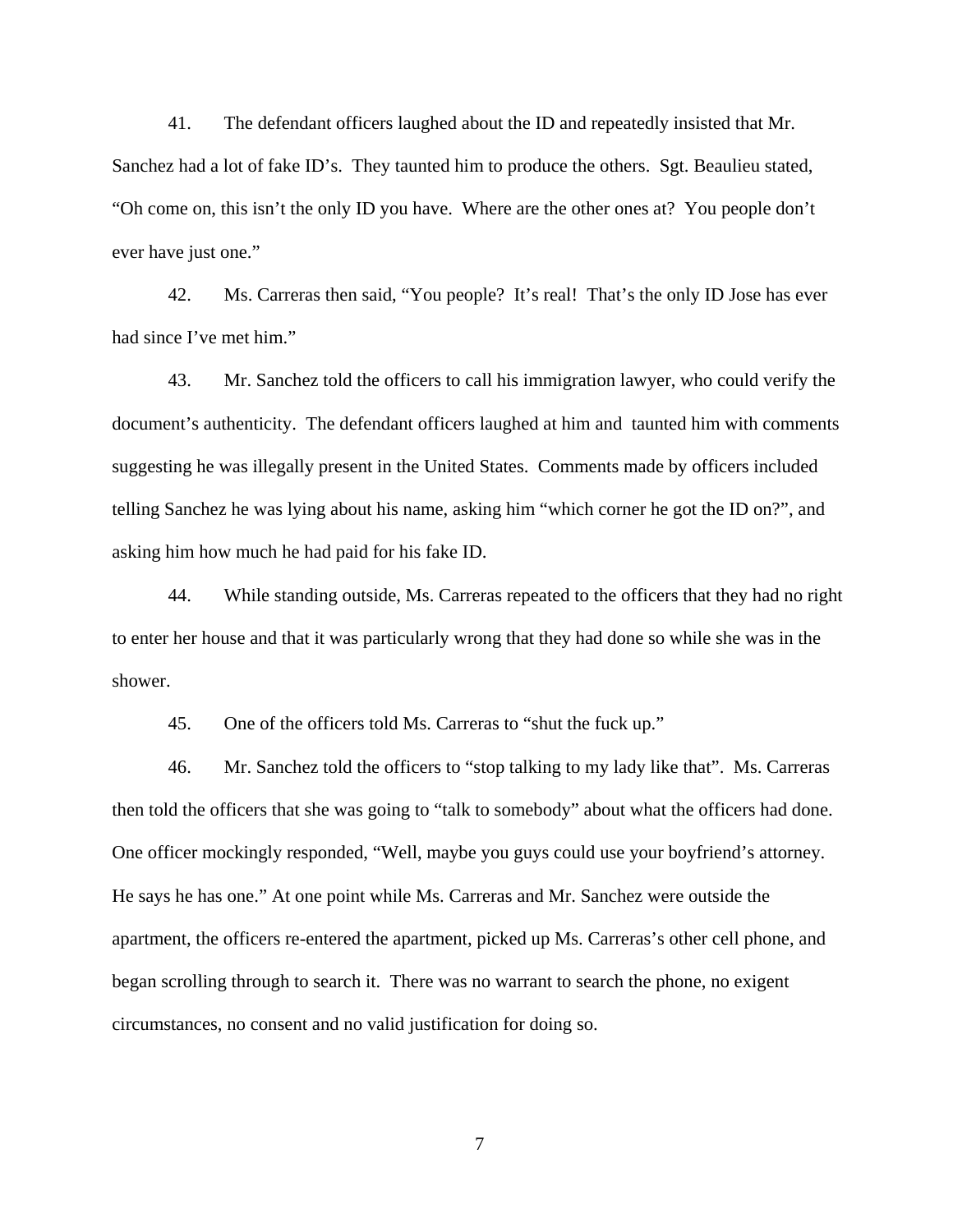41. The defendant officers laughed about the ID and repeatedly insisted that Mr. Sanchez had a lot of fake ID's. They taunted him to produce the others. Sgt. Beaulieu stated, "Oh come on, this isn't the only ID you have. Where are the other ones at? You people don't ever have just one."

42. Ms. Carreras then said, "You people? It's real! That's the only ID Jose has ever had since I've met him."

43. Mr. Sanchez told the officers to call his immigration lawyer, who could verify the document's authenticity. The defendant officers laughed at him and taunted him with comments suggesting he was illegally present in the United States. Comments made by officers included telling Sanchez he was lying about his name, asking him "which corner he got the ID on?", and asking him how much he had paid for his fake ID.

44. While standing outside, Ms. Carreras repeated to the officers that they had no right to enter her house and that it was particularly wrong that they had done so while she was in the shower.

45. One of the officers told Ms. Carreras to "shut the fuck up."

46. Mr. Sanchez told the officers to "stop talking to my lady like that". Ms. Carreras then told the officers that she was going to "talk to somebody" about what the officers had done. One officer mockingly responded, "Well, maybe you guys could use your boyfriend's attorney. He says he has one." At one point while Ms. Carreras and Mr. Sanchez were outside the apartment, the officers re-entered the apartment, picked up Ms. Carreras's other cell phone, and began scrolling through to search it. There was no warrant to search the phone, no exigent circumstances, no consent and no valid justification for doing so.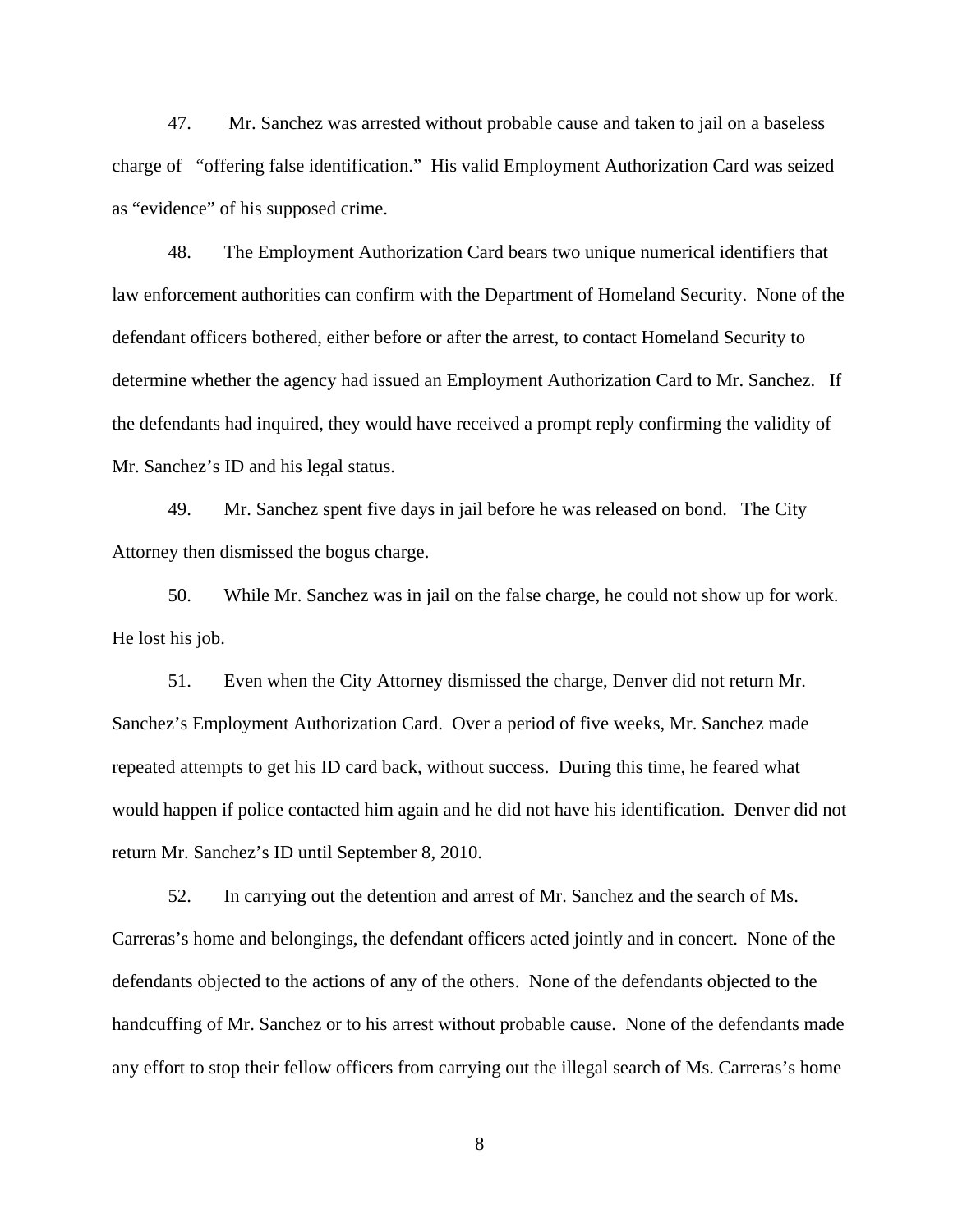47. Mr. Sanchez was arrested without probable cause and taken to jail on a baseless charge of "offering false identification." His valid Employment Authorization Card was seized as "evidence" of his supposed crime.

48. The Employment Authorization Card bears two unique numerical identifiers that law enforcement authorities can confirm with the Department of Homeland Security. None of the defendant officers bothered, either before or after the arrest, to contact Homeland Security to determine whether the agency had issued an Employment Authorization Card to Mr. Sanchez. If the defendants had inquired, they would have received a prompt reply confirming the validity of Mr. Sanchez's ID and his legal status.

49. Mr. Sanchez spent five days in jail before he was released on bond. The City Attorney then dismissed the bogus charge.

50. While Mr. Sanchez was in jail on the false charge, he could not show up for work. He lost his job.

51. Even when the City Attorney dismissed the charge, Denver did not return Mr. Sanchez's Employment Authorization Card. Over a period of five weeks, Mr. Sanchez made repeated attempts to get his ID card back, without success. During this time, he feared what would happen if police contacted him again and he did not have his identification. Denver did not return Mr. Sanchez's ID until September 8, 2010.

52. In carrying out the detention and arrest of Mr. Sanchez and the search of Ms. Carreras's home and belongings, the defendant officers acted jointly and in concert. None of the defendants objected to the actions of any of the others. None of the defendants objected to the handcuffing of Mr. Sanchez or to his arrest without probable cause. None of the defendants made any effort to stop their fellow officers from carrying out the illegal search of Ms. Carreras's home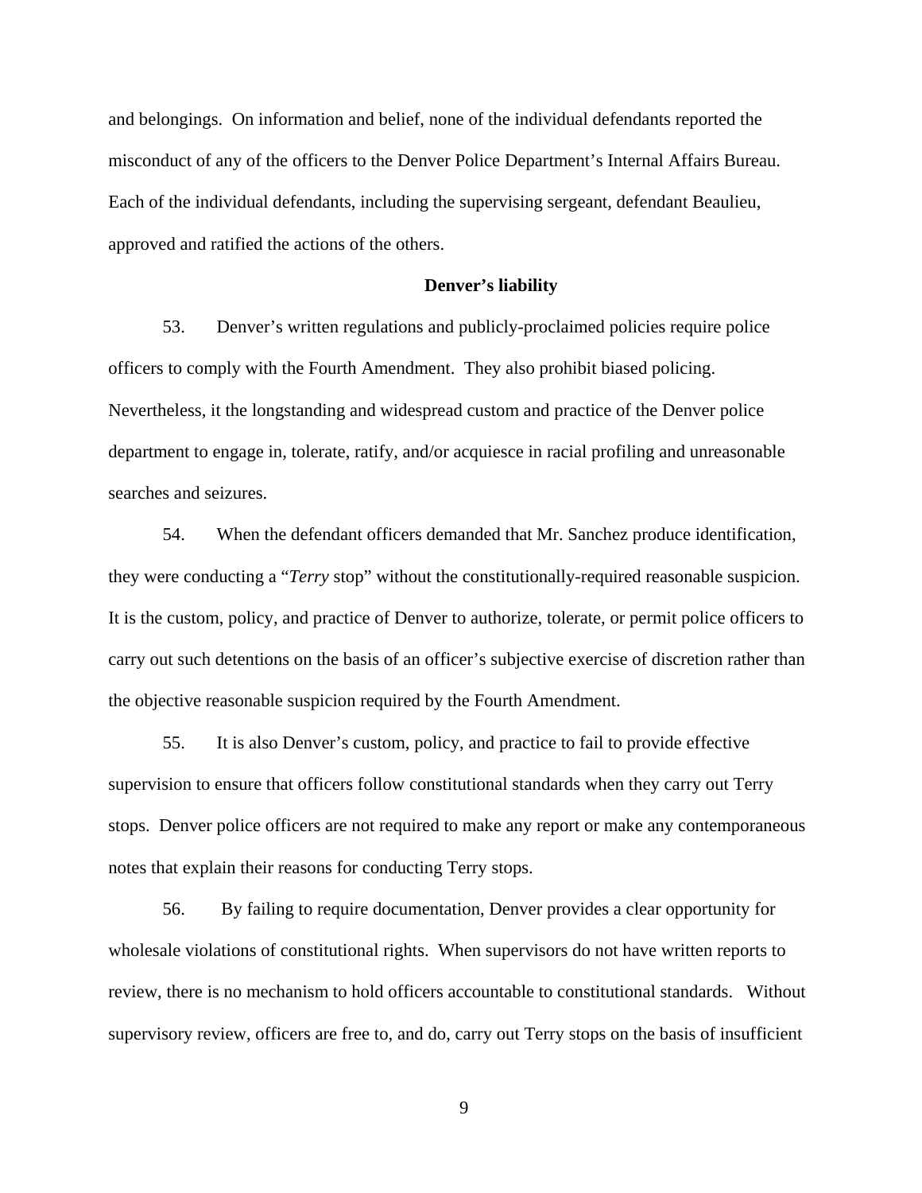and belongings. On information and belief, none of the individual defendants reported the misconduct of any of the officers to the Denver Police Department's Internal Affairs Bureau. Each of the individual defendants, including the supervising sergeant, defendant Beaulieu, approved and ratified the actions of the others.

**Denver's liability**

53. Denver's written regulations and publicly-proclaimed policies require police officers to comply with the Fourth Amendment. They also prohibit biased policing. Nevertheless, it the longstanding and widespread custom and practice of the Denver police department to engage in, tolerate, ratify, and/or acquiesce in racial profiling and unreasonable searches and seizures.

54. When the defendant officers demanded that Mr. Sanchez produce identification, they were conducting a "*Terry* stop" without the constitutionally-required reasonable suspicion. It is the custom, policy, and practice of Denver to authorize, tolerate, or permit police officers to carry out such detentions on the basis of an officer's subjective exercise of discretion rather than the objective reasonable suspicion required by the Fourth Amendment.

55. It is also Denver's custom, policy, and practice to fail to provide effective supervision to ensure that officers follow constitutional standards when they carry out Terry stops. Denver police officers are not required to make any report or make any contemporaneous notes that explain their reasons for conducting Terry stops.

56. By failing to require documentation, Denver provides a clear opportunity for wholesale violations of constitutional rights. When supervisors do not have written reports to review, there is no mechanism to hold officers accountable to constitutional standards. Without supervisory review, officers are free to, and do, carry out Terry stops on the basis of insufficient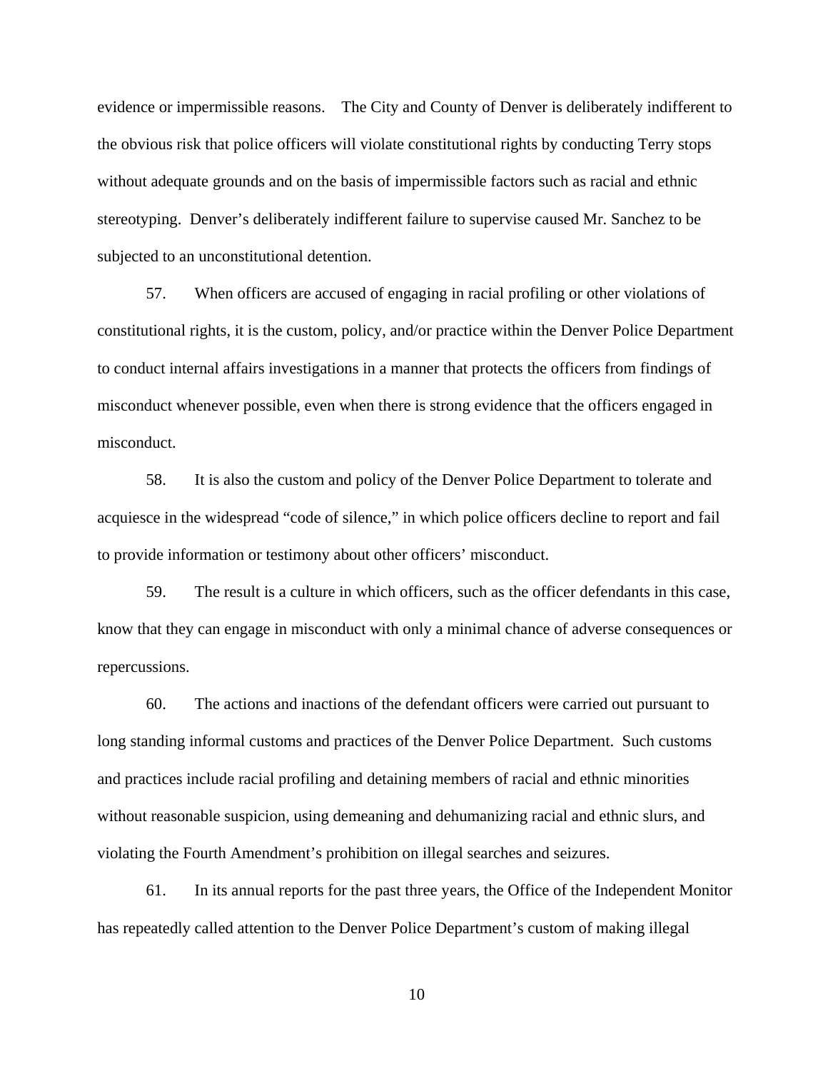evidence or impermissible reasons. The City and County of Denver is deliberately indifferent to the obvious risk that police officers will violate constitutional rights by conducting Terry stops without adequate grounds and on the basis of impermissible factors such as racial and ethnic stereotyping. Denver's deliberately indifferent failure to supervise caused Mr. Sanchez to be subjected to an unconstitutional detention.

57. When officers are accused of engaging in racial profiling or other violations of constitutional rights, it is the custom, policy, and/or practice within the Denver Police Department to conduct internal affairs investigations in a manner that protects the officers from findings of misconduct whenever possible, even when there is strong evidence that the officers engaged in misconduct.

58. It is also the custom and policy of the Denver Police Department to tolerate and acquiesce in the widespread "code of silence," in which police officers decline to report and fail to provide information or testimony about other officers' misconduct.

59. The result is a culture in which officers, such as the officer defendants in this case, know that they can engage in misconduct with only a minimal chance of adverse consequences or repercussions.

60. The actions and inactions of the defendant officers were carried out pursuant to long standing informal customs and practices of the Denver Police Department. Such customs and practices include racial profiling and detaining members of racial and ethnic minorities without reasonable suspicion, using demeaning and dehumanizing racial and ethnic slurs, and violating the Fourth Amendment's prohibition on illegal searches and seizures.

61. In its annual reports for the past three years, the Office of the Independent Monitor has repeatedly called attention to the Denver Police Department's custom of making illegal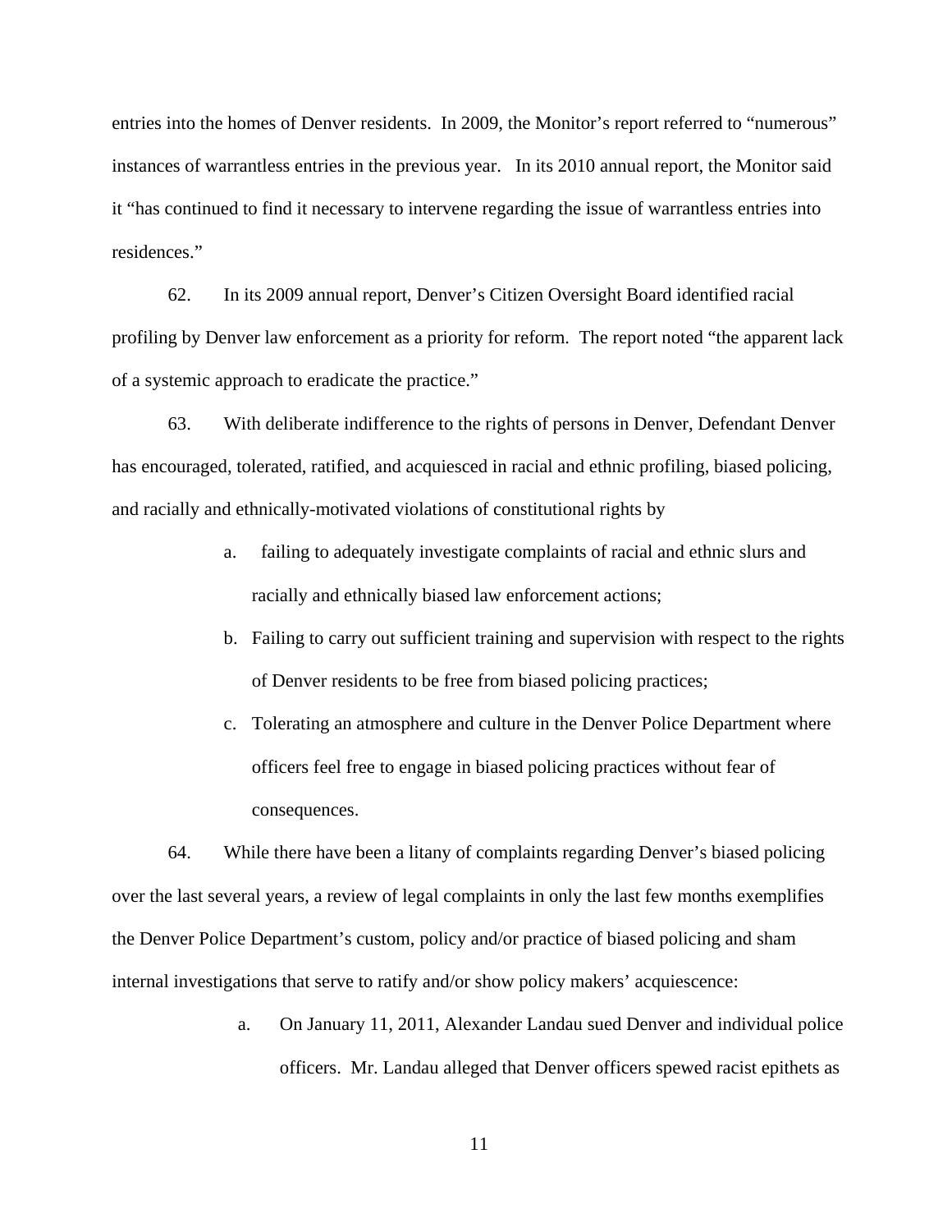entries into the homes of Denver residents. In 2009, the Monitor's report referred to "numerous" instances of warrantless entries in the previous year. In its 2010 annual report, the Monitor said it "has continued to find it necessary to intervene regarding the issue of warrantless entries into residences."

62. In its 2009 annual report, Denver's Citizen Oversight Board identified racial profiling by Denver law enforcement as a priority for reform. The report noted "the apparent lack of a systemic approach to eradicate the practice."

63. With deliberate indifference to the rights of persons in Denver, Defendant Denver has encouraged, tolerated, ratified, and acquiesced in racial and ethnic profiling, biased policing, and racially and ethnically-motivated violations of constitutional rights by

a. failing to adequately investigate complaints of racial and ethnic slurs and racially and ethnically biased law enforcement actions;

b. Failing to carry out sufficient training and supervision with respect to the rights of Denver residents to be free from biased policing practices;

c. Tolerating an atmosphere and culture in the Denver Police Department where officers feel free to engage in biased policing practices without fear of consequences.

64. While there have been a litany of complaints regarding Denver's biased policing over the last several years, a review of legal complaints in only the last few months exemplifies the Denver Police Department's custom, policy and/or practice of biased policing and sham internal investigations that serve to ratify and/or show policy makers' acquiescence:

a. On January 11, 2011, Alexander Landau sued Denver and individual police officers. Mr. Landau alleged that Denver officers spewed racist epithets as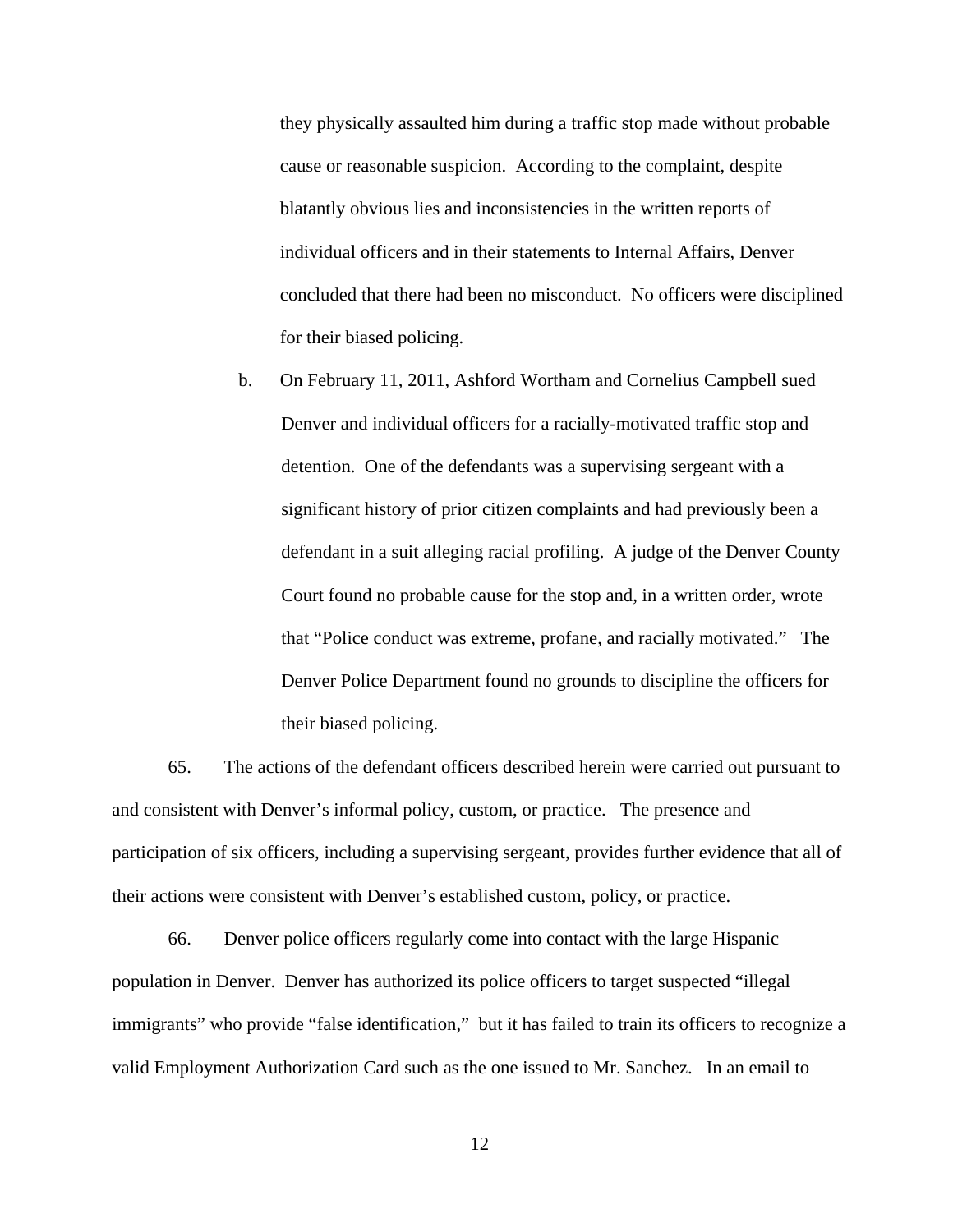they physically assaulted him during a traffic stop made without probable cause or reasonable suspicion. According to the complaint, despite blatantly obvious lies and inconsistencies in the written reports of individual officers and in their statements to Internal Affairs, Denver concluded that there had been no misconduct. No officers were disciplined for their biased policing.

b. On February 11, 2011, Ashford Wortham and Cornelius Campbell sued Denver and individual officers for a racially-motivated traffic stop and detention. One of the defendants was a supervising sergeant with a significant history of prior citizen complaints and had previously been a defendant in a suit alleging racial profiling. A judge of the Denver County Court found no probable cause for the stop and, in a written order, wrote that "Police conduct was extreme, profane, and racially motivated." The Denver Police Department found no grounds to discipline the officers for their biased policing.

65. The actions of the defendant officers described herein were carried out pursuant to and consistent with Denver's informal policy, custom, or practice. The presence and participation of six officers, including a supervising sergeant, provides further evidence that all of their actions were consistent with Denver's established custom, policy, or practice.

66. Denver police officers regularly come into contact with the large Hispanic population in Denver. Denver has authorized its police officers to target suspected "illegal immigrants" who provide "false identification," but it has failed to train its officers to recognize a valid Employment Authorization Card such as the one issued to Mr. Sanchez. In an email to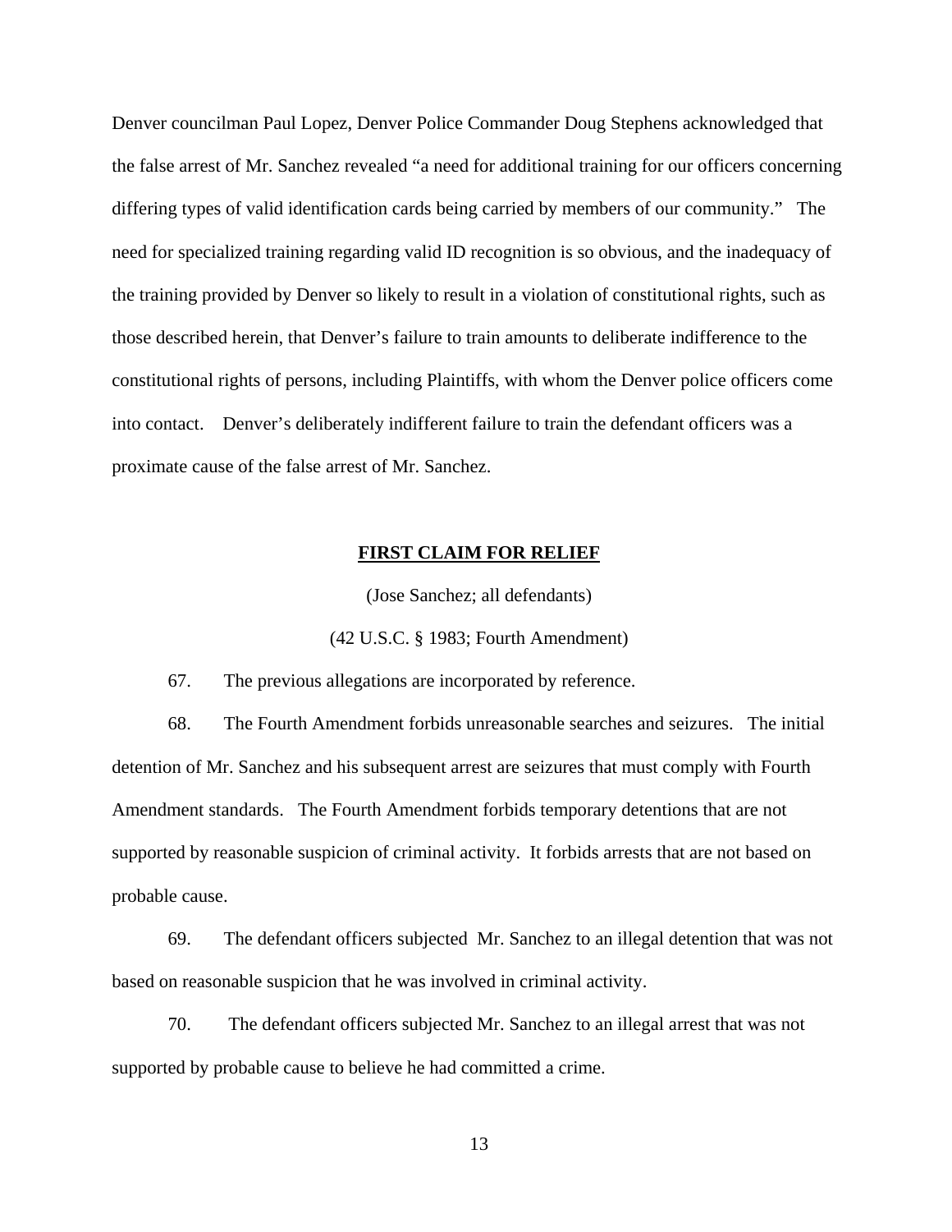Denver councilman Paul Lopez, Denver Police Commander Doug Stephens acknowledged that the false arrest of Mr. Sanchez revealed "a need for additional training for our officers concerning differing types of valid identification cards being carried by members of our community." The need for specialized training regarding valid ID recognition is so obvious, and the inadequacy of the training provided by Denver so likely to result in a violation of constitutional rights, such as those described herein, that Denver's failure to train amounts to deliberate indifference to the constitutional rights of persons, including Plaintiffs, with whom the Denver police officers come into contact. Denver's deliberately indifferent failure to train the defendant officers was a proximate cause of the false arrest of Mr. Sanchez.

**FIRST CLAIM FOR RELIEF**

(Jose Sanchez; all defendants)

(42 U.S.C. § 1983; Fourth Amendment)

67. The previous allegations are incorporated by reference.

68. The Fourth Amendment forbids unreasonable searches and seizures. The initial detention of Mr. Sanchez and his subsequent arrest are seizures that must comply with Fourth Amendment standards. The Fourth Amendment forbids temporary detentions that are not supported by reasonable suspicion of criminal activity. It forbids arrests that are not based on probable cause.

69. The defendant officers subjected Mr. Sanchez to an illegal detention that was not based on reasonable suspicion that he was involved in criminal activity.

70. The defendant officers subjected Mr. Sanchez to an illegal arrest that was not supported by probable cause to believe he had committed a crime.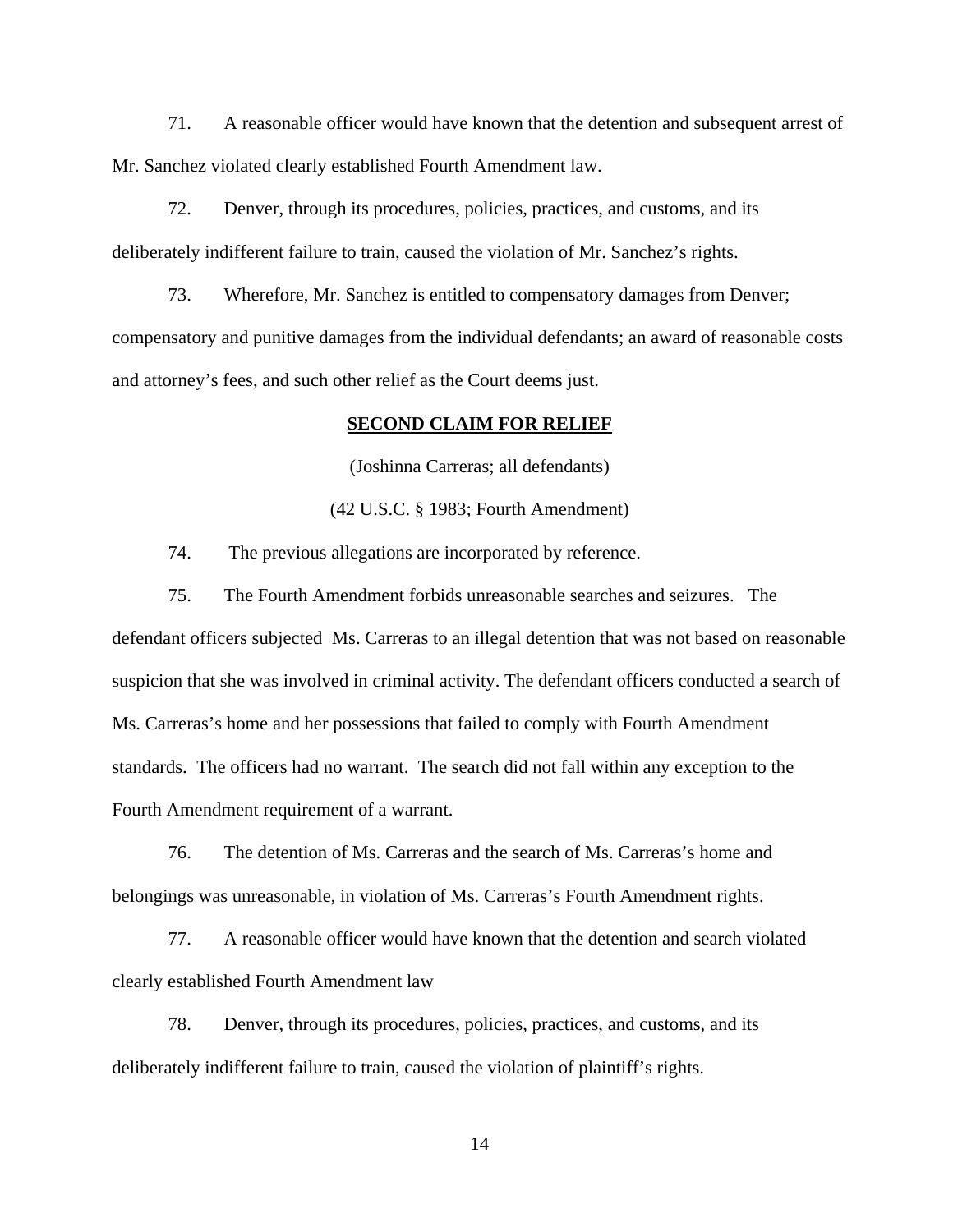71. A reasonable officer would have known that the detention and subsequent arrest of Mr. Sanchez violated clearly established Fourth Amendment law.

72. Denver, through its procedures, policies, practices, and customs, and its deliberately indifferent failure to train, caused the violation of Mr. Sanchez's rights.

73. Wherefore, Mr. Sanchez is entitled to compensatory damages from Denver; compensatory and punitive damages from the individual defendants; an award of reasonable costs and attorney's fees, and such other relief as the Court deems just.

**SECOND CLAIM FOR RELIEF**

(Joshinna Carreras; all defendants)

(42 U.S.C. § 1983; Fourth Amendment)

74. The previous allegations are incorporated by reference.

75. The Fourth Amendment forbids unreasonable searches and seizures. The defendant officers subjected Ms. Carreras to an illegal detention that was not based on reasonable suspicion that she was involved in criminal activity. The defendant officers conducted a search of Ms. Carreras's home and her possessions that failed to comply with Fourth Amendment standards. The officers had no warrant. The search did not fall within any exception to the Fourth Amendment requirement of a warrant.

76. The detention of Ms. Carreras and the search of Ms. Carreras's home and belongings was unreasonable, in violation of Ms. Carreras's Fourth Amendment rights.

77. A reasonable officer would have known that the detention and search violated clearly established Fourth Amendment law

78. Denver, through its procedures, policies, practices, and customs, and its deliberately indifferent failure to train, caused the violation of plaintiff's rights.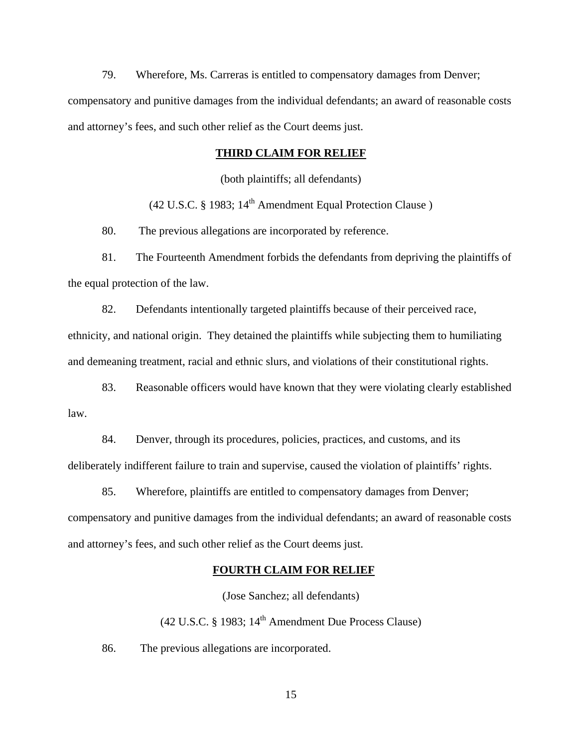79. Wherefore, Ms. Carreras is entitled to compensatory damages from Denver; compensatory and punitive damages from the individual defendants; an award of reasonable costs and attorney's fees, and such other relief as the Court deems just.

**THIRD CLAIM FOR RELIEF**

(both plaintiffs; all defendants)

(42 U.S.C. § 1983; 14th Amendment Equal Protection Clause )

80. The previous allegations are incorporated by reference.

81. The Fourteenth Amendment forbids the defendants from depriving the plaintiffs of the equal protection of the law.

82. Defendants intentionally targeted plaintiffs because of their perceived race, ethnicity, and national origin. They detained the plaintiffs while subjecting them to humiliating and demeaning treatment, racial and ethnic slurs, and violations of their constitutional rights.

83. Reasonable officers would have known that they were violating clearly established law.

84. Denver, through its procedures, policies, practices, and customs, and its deliberately indifferent failure to train and supervise, caused the violation of plaintiffs' rights.

85. Wherefore, plaintiffs are entitled to compensatory damages from Denver; compensatory and punitive damages from the individual defendants; an award of reasonable costs and attorney's fees, and such other relief as the Court deems just.

**FOURTH CLAIM FOR RELIEF**

(Jose Sanchez; all defendants)

(42 U.S.C. § 1983; 14th Amendment Due Process Clause)

86. The previous allegations are incorporated.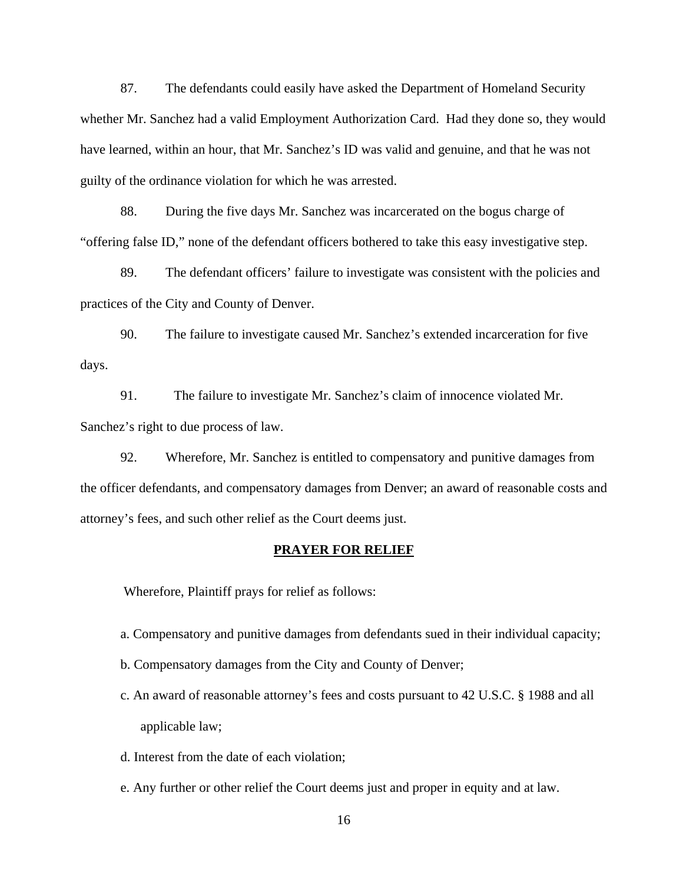87. The defendants could easily have asked the Department of Homeland Security whether Mr. Sanchez had a valid Employment Authorization Card. Had they done so, they would have learned, within an hour, that Mr. Sanchez's ID was valid and genuine, and that he was not guilty of the ordinance violation for which he was arrested.

88. During the five days Mr. Sanchez was incarcerated on the bogus charge of "offering false ID," none of the defendant officers bothered to take this easy investigative step.

89. The defendant officers' failure to investigate was consistent with the policies and practices of the City and County of Denver.

90. The failure to investigate caused Mr. Sanchez's extended incarceration for five days.

91. The failure to investigate Mr. Sanchez's claim of innocence violated Mr. Sanchez's right to due process of law.

92. Wherefore, Mr. Sanchez is entitled to compensatory and punitive damages from the officer defendants, and compensatory damages from Denver; an award of reasonable costs and attorney's fees, and such other relief as the Court deems just.

## PRAYER FOR RELIEF

Wherefore, Plaintiff prays for relief as follows:

a. Compensatory and punitive damages from defendants sued in their individual capacity;

b. Compensatory damages from the City and County of Denver;

c. An award of reasonable attorney's fees and costs pursuant to 42 U.S.C. § 1988 and all applicable law;

d. Interest from the date of each violation;

e. Any further or other relief the Court deems just and proper in equity and at law.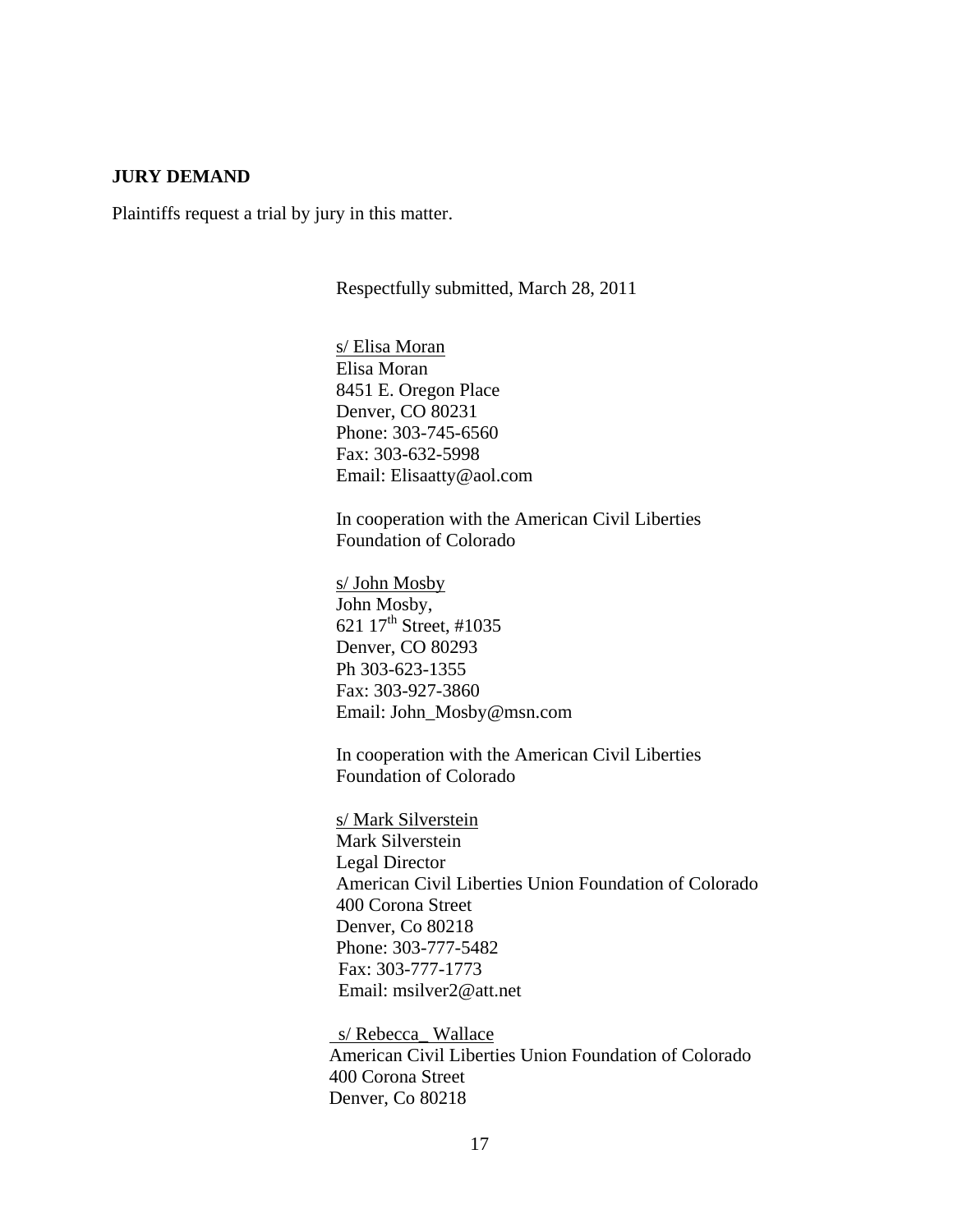**JURY DEMAND**

Plaintiffs request a trial by jury in this matter.

Respectfully submitted, March 28, 2011

s/ Elisa Moran
Elisa Moran
8451 E. Oregon Place
Denver, CO 80231
Phone: 303-745-6560
Fax: 303-632-5998
Email: Elisaatty@aol.com

In cooperation with the American Civil Liberties Foundation of Colorado

s/ John Mosby
John Mosby,
621 17th Street, #1035
Denver, CO 80293
Ph 303-623-1355
Fax: 303-927-3860
Email: John_Mosby@msn.com

In cooperation with the American Civil Liberties Foundation of Colorado

s/ Mark Silverstein
Mark Silverstein
Legal Director
American Civil Liberties Union Foundation of Colorado
400 Corona Street
Denver, Co 80218
Phone: 303-777-5482
Fax: 303-777-1773
Email: msilver2@att.net

s/ Rebecca_ Wallace
American Civil Liberties Union Foundation of Colorado
400 Corona Street
Denver, Co 80218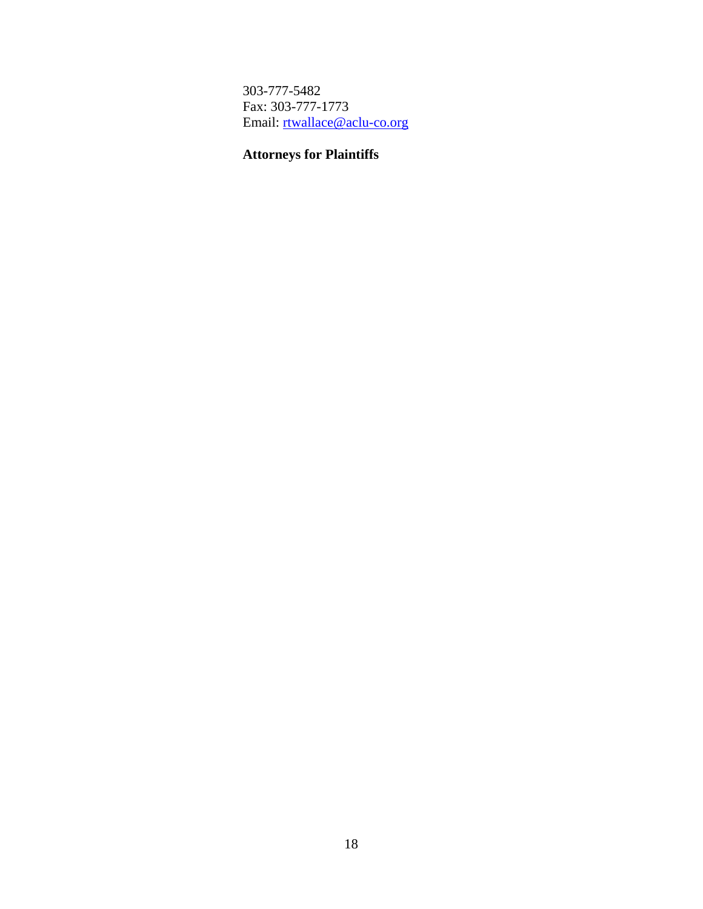303-777-5482
Fax: 303-777-1773
Email: rtwallace@aclu-co.org

**Attorneys for Plaintiffs**